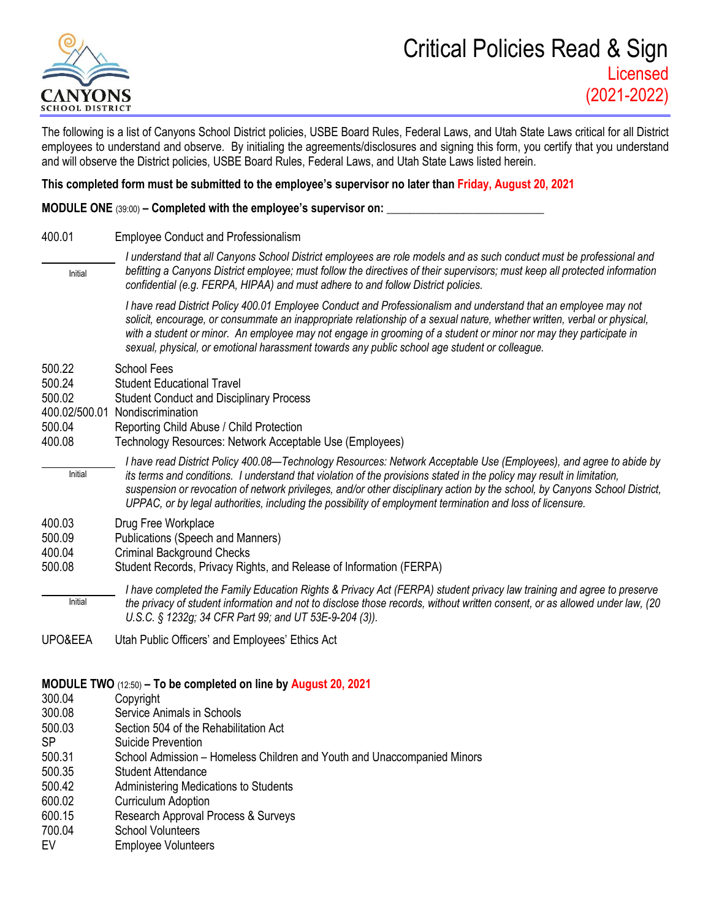CANYONS SCHOOL DISTRICT

# Critical Policies Read & Sign

## Licensed
## (2021-2022)

The following is a list of Canyons School District policies, USBE Board Rules, Federal Laws, and Utah State Laws critical for all District employees to understand and observe. By initialing the agreements/disclosures and signing this form, you certify that you understand and will observe the District policies, USBE Board Rules, Federal Laws, and Utah State Laws listed herein.

**This completed form must be submitted to the employee's supervisor no later than Friday, August 20, 2021**

**MODULE ONE** (39:00) **– Completed with the employee's supervisor on:** ___________________________

400.01 Employee Conduct and Professionalism

_______ Initial

*I understand that all Canyons School District employees are role models and as such conduct must be professional and befitting a Canyons District employee; must follow the directives of their supervisors; must keep all protected information confidential (e.g. FERPA, HIPAA) and must adhere to and follow District policies.*

*I have read District Policy 400.01 Employee Conduct and Professionalism and understand that an employee may not solicit, encourage, or consummate an inappropriate relationship of a sexual nature, whether written, verbal or physical, with a student or minor. An employee may not engage in grooming of a student or minor nor may they participate in sexual, physical, or emotional harassment towards any public school age student or colleague.*

500.22 School Fees
500.24 Student Educational Travel
500.02 Student Conduct and Disciplinary Process
400.02/500.01 Nondiscrimination
500.04 Reporting Child Abuse / Child Protection
400.08 Technology Resources: Network Acceptable Use (Employees)

_______ Initial

*I have read District Policy 400.08—Technology Resources: Network Acceptable Use (Employees), and agree to abide by its terms and conditions. I understand that violation of the provisions stated in the policy may result in limitation, suspension or revocation of network privileges, and/or other disciplinary action by the school, by Canyons School District, UPPAC, or by legal authorities, including the possibility of employment termination and loss of licensure.*

400.03 Drug Free Workplace
500.09 Publications (Speech and Manners)
400.04 Criminal Background Checks
500.08 Student Records, Privacy Rights, and Release of Information (FERPA)

_______ Initial

*I have completed the Family Education Rights & Privacy Act (FERPA) student privacy law training and agree to preserve the privacy of student information and not to disclose those records, without written consent, or as allowed under law, (20 U.S.C. § 1232g; 34 CFR Part 99; and UT 53E-9-204 (3)).*

UPO&EEA Utah Public Officers' and Employees' Ethics Act

**MODULE TWO** (12:50) **– To be completed on line by August 20, 2021**

300.04 Copyright
300.08 Service Animals in Schools
500.03 Section 504 of the Rehabilitation Act
SP Suicide Prevention
500.31 School Admission – Homeless Children and Youth and Unaccompanied Minors
500.35 Student Attendance
500.42 Administering Medications to Students
600.02 Curriculum Adoption
600.15 Research Approval Process & Surveys
700.04 School Volunteers
EV Employee Volunteers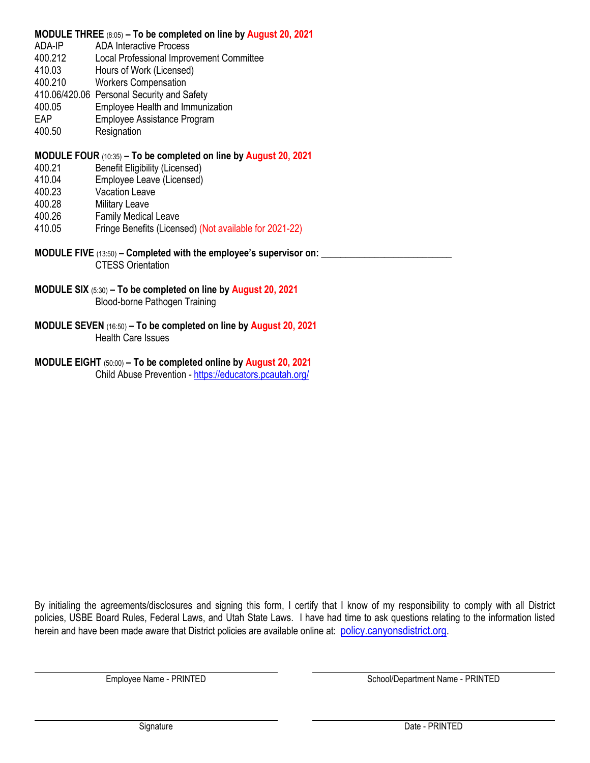**MODULE THREE** (8:05) **– To be completed on line by August 20, 2021**

| | |
|---|---|
| ADA-IP | ADA Interactive Process |
| 400.212 | Local Professional Improvement Committee |
| 410.03 | Hours of Work (Licensed) |
| 400.210 | Workers Compensation |
| 410.06/420.06 | Personal Security and Safety |
| 400.05 | Employee Health and Immunization |
| EAP | Employee Assistance Program |
| 400.50 | Resignation |

**MODULE FOUR** (10:35) **– To be completed on line by August 20, 2021**

| | |
|---|---|
| 400.21 | Benefit Eligibility (Licensed) |
| 410.04 | Employee Leave (Licensed) |
| 400.23 | Vacation Leave |
| 400.28 | Military Leave |
| 400.26 | Family Medical Leave |
| 410.05 | Fringe Benefits (Licensed) (Not available for 2021-22) |

**MODULE FIVE** (13:50) **– Completed with the employee's supervisor on: ___________________________**

CTESS Orientation

**MODULE SIX** (5:30) **– To be completed on line by August 20, 2021**

Blood-borne Pathogen Training

**MODULE SEVEN** (16:50) **– To be completed on line by August 20, 2021**

Health Care Issues

**MODULE EIGHT** (50:00) **– To be completed online by August 20, 2021**

Child Abuse Prevention - https://educators.pcautah.org/

By initialing the agreements/disclosures and signing this form, I certify that I know of my responsibility to comply with all District policies, USBE Board Rules, Federal Laws, and Utah State Laws. I have had time to ask questions relating to the information listed herein and have been made aware that District policies are available online at: policy.canyonsdistrict.org.

_______________________________ Employee Name - PRINTED

_______________________________ School/Department Name - PRINTED

_______________________________ Signature

_______________________________ Date - PRINTED